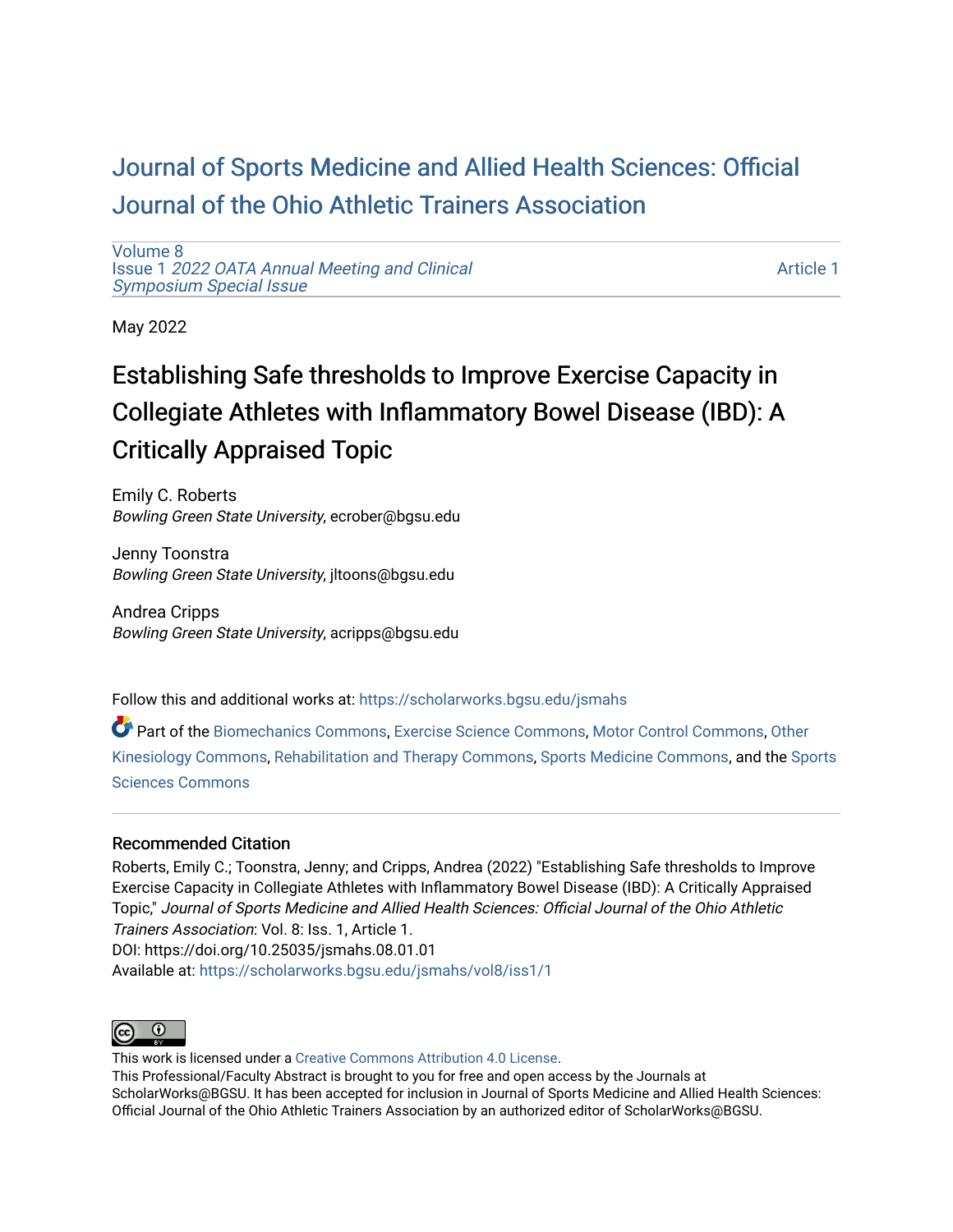Journal of Sports Medicine and Allied Health Sciences: Official Journal of the Ohio Athletic Trainers Association

Volume 8
Issue 1 *2022 OATA Annual Meeting and Clinical Symposium Special Issue*

Article 1

May 2022

# Establishing Safe thresholds to Improve Exercise Capacity in Collegiate Athletes with Inflammatory Bowel Disease (IBD): A Critically Appraised Topic

Emily C. Roberts
*Bowling Green State University*, ecrober@bgsu.edu

Jenny Toonstra
*Bowling Green State University*, jltoons@bgsu.edu

Andrea Cripps
*Bowling Green State University*, acripps@bgsu.edu

Follow this and additional works at: https://scholarworks.bgsu.edu/jsmahs

Part of the Biomechanics Commons, Exercise Science Commons, Motor Control Commons, Other Kinesiology Commons, Rehabilitation and Therapy Commons, Sports Medicine Commons, and the Sports Sciences Commons

## Recommended Citation

Roberts, Emily C.; Toonstra, Jenny; and Cripps, Andrea (2022) "Establishing Safe thresholds to Improve Exercise Capacity in Collegiate Athletes with Inflammatory Bowel Disease (IBD): A Critically Appraised Topic," *Journal of Sports Medicine and Allied Health Sciences: Official Journal of the Ohio Athletic Trainers Association*: Vol. 8: Iss. 1, Article 1.
DOI: https://doi.org/10.25035/jsmahs.08.01.01
Available at: https://scholarworks.bgsu.edu/jsmahs/vol8/iss1/1

This work is licensed under a Creative Commons Attribution 4.0 License.
This Professional/Faculty Abstract is brought to you for free and open access by the Journals at ScholarWorks@BGSU. It has been accepted for inclusion in Journal of Sports Medicine and Allied Health Sciences: Official Journal of the Ohio Athletic Trainers Association by an authorized editor of ScholarWorks@BGSU.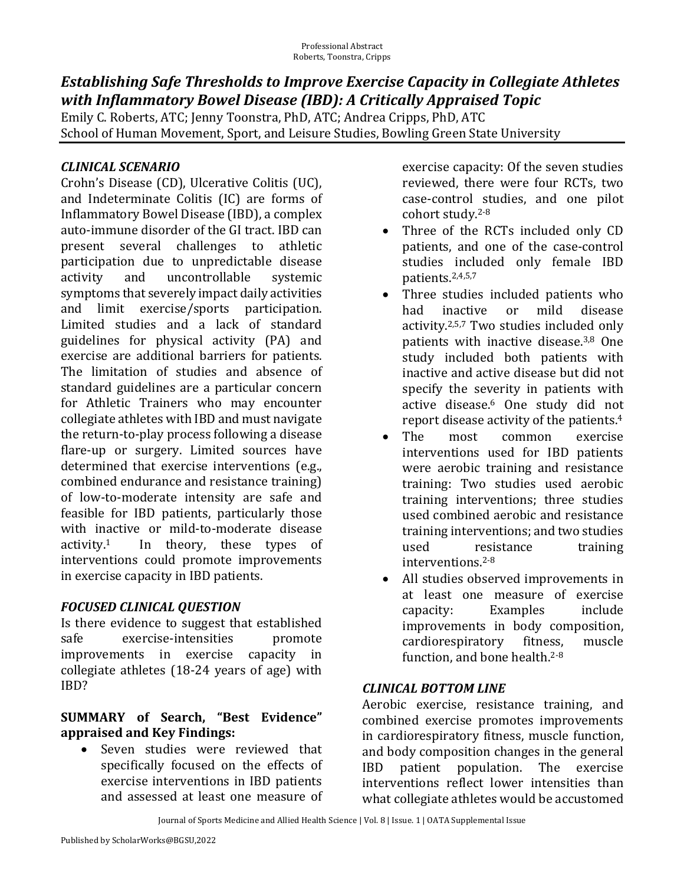# *Establishing Safe Thresholds to Improve Exercise Capacity in Collegiate Athletes with Inflammatory Bowel Disease (IBD): A Critically Appraised Topic*

Emily C. Roberts, ATC; Jenny Toonstra, PhD, ATC; Andrea Cripps, PhD, ATC
School of Human Movement, Sport, and Leisure Studies, Bowling Green State University

## *CLINICAL SCENARIO*

Crohn's Disease (CD), Ulcerative Colitis (UC), and Indeterminate Colitis (IC) are forms of Inflammatory Bowel Disease (IBD), a complex auto-immune disorder of the GI tract. IBD can present several challenges to athletic participation due to unpredictable disease activity and uncontrollable systemic symptoms that severely impact daily activities and limit exercise/sports participation. Limited studies and a lack of standard guidelines for physical activity (PA) and exercise are additional barriers for patients. The limitation of studies and absence of standard guidelines are a particular concern for Athletic Trainers who may encounter collegiate athletes with IBD and must navigate the return-to-play process following a disease flare-up or surgery. Limited sources have determined that exercise interventions (e.g., combined endurance and resistance training) of low-to-moderate intensity are safe and feasible for IBD patients, particularly those with inactive or mild-to-moderate disease activity.[1] In theory, these types of interventions could promote improvements in exercise capacity in IBD patients.

## *FOCUSED CLINICAL QUESTION*

Is there evidence to suggest that established safe exercise-intensities promote improvements in exercise capacity in collegiate athletes (18-24 years of age) with IBD?

## SUMMARY of Search, "Best Evidence" appraised and Key Findings:

- Seven studies were reviewed that specifically focused on the effects of exercise interventions in IBD patients and assessed at least one measure of exercise capacity: Of the seven studies reviewed, there were four RCTs, two case-control studies, and one pilot cohort study.[2-8]
- Three of the RCTs included only CD patients, and one of the case-control studies included only female IBD patients.[2,4,5,7]
- Three studies included patients who had inactive or mild disease activity.[2,5,7] Two studies included only patients with inactive disease.[3,8] One study included both patients with inactive and active disease but did not specify the severity in patients with active disease.[6] One study did not report disease activity of the patients.[4]
- The most common exercise interventions used for IBD patients were aerobic training and resistance training: Two studies used aerobic training interventions; three studies used combined aerobic and resistance training interventions; and two studies used resistance training interventions.[2-8]
- All studies observed improvements in at least one measure of exercise capacity: Examples include improvements in body composition, cardiorespiratory fitness, muscle function, and bone health.[2-8]

## *CLINICAL BOTTOM LINE*

Aerobic exercise, resistance training, and combined exercise promotes improvements in cardiorespiratory fitness, muscle function, and body composition changes in the general IBD patient population. The exercise interventions reflect lower intensities than what collegiate athletes would be accustomed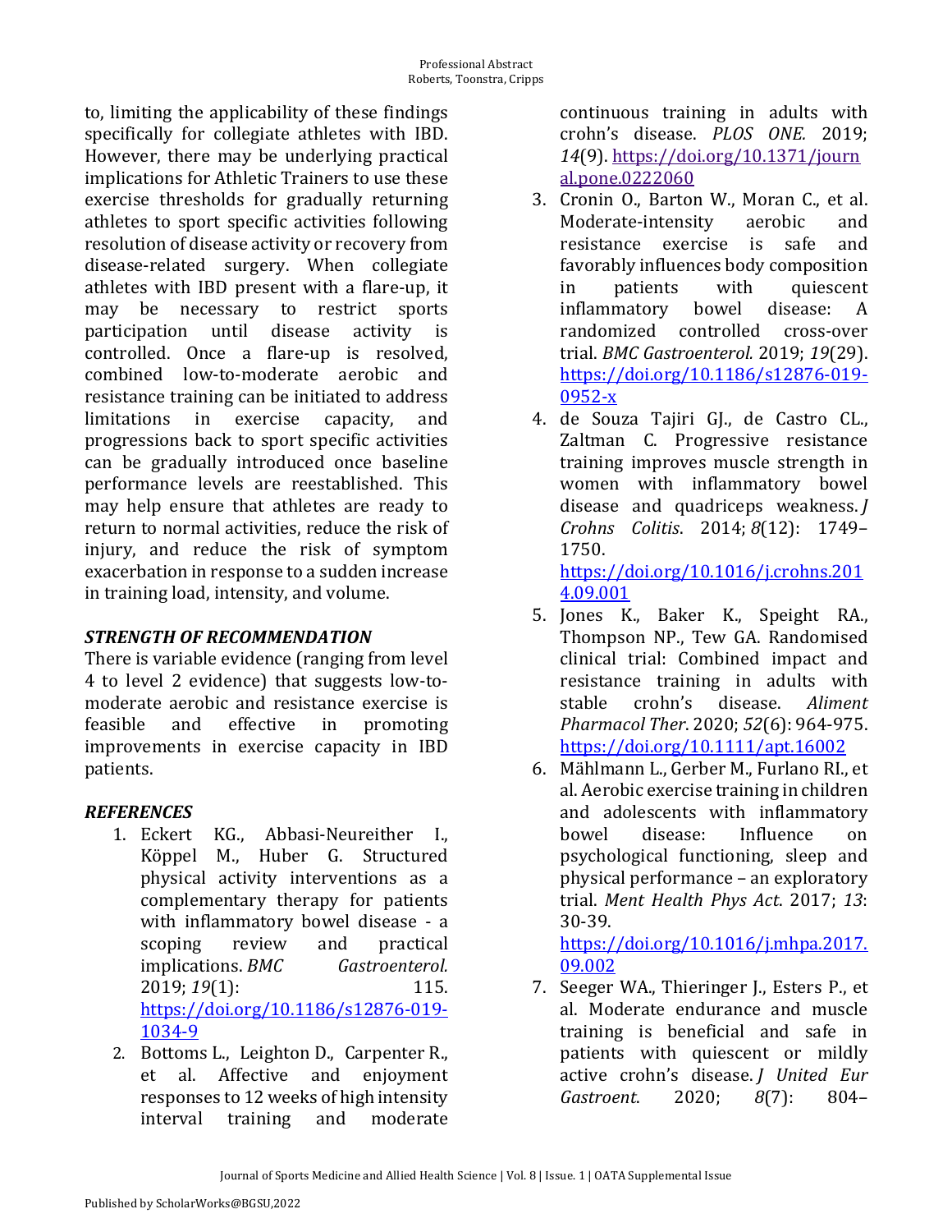to, limiting the applicability of these findings specifically for collegiate athletes with IBD. However, there may be underlying practical implications for Athletic Trainers to use these exercise thresholds for gradually returning athletes to sport specific activities following resolution of disease activity or recovery from disease-related surgery. When collegiate athletes with IBD present with a flare-up, it may be necessary to restrict sports participation until disease activity is controlled. Once a flare-up is resolved, combined low-to-moderate aerobic and resistance training can be initiated to address limitations in exercise capacity, and progressions back to sport specific activities can be gradually introduced once baseline performance levels are reestablished. This may help ensure that athletes are ready to return to normal activities, reduce the risk of injury, and reduce the risk of symptom exacerbation in response to a sudden increase in training load, intensity, and volume.

### *STRENGTH OF RECOMMENDATION*

There is variable evidence (ranging from level 4 to level 2 evidence) that suggests low-to-moderate aerobic and resistance exercise is feasible and effective in promoting improvements in exercise capacity in IBD patients.

### *REFERENCES*

1. Eckert KG., Abbasi-Neureither I., Köppel M., Huber G. Structured physical activity interventions as a complementary therapy for patients with inflammatory bowel disease - a scoping review and practical implications. *BMC Gastroenterol.* 2019; *19*(1): 115. https://doi.org/10.1186/s12876-019-1034-9
2. Bottoms L., Leighton D., Carpenter R., et al. Affective and enjoyment responses to 12 weeks of high intensity interval training and moderate continuous training in adults with crohn's disease. *PLOS ONE.* 2019; *14*(9). https://doi.org/10.1371/journal.pone.0222060
3. Cronin O., Barton W., Moran C., et al. Moderate-intensity aerobic and resistance exercise is safe and favorably influences body composition in patients with quiescent inflammatory bowel disease: A randomized controlled cross-over trial. *BMC Gastroenterol.* 2019; *19*(29). https://doi.org/10.1186/s12876-019-0952-x
4. de Souza Tajiri GJ., de Castro CL., Zaltman C. Progressive resistance training improves muscle strength in women with inflammatory bowel disease and quadriceps weakness. *J Crohns Colitis*. 2014; *8*(12): 1749–1750. https://doi.org/10.1016/j.crohns.2014.09.001
5. Jones K., Baker K., Speight RA., Thompson NP., Tew GA. Randomised clinical trial: Combined impact and resistance training in adults with stable crohn's disease. *Aliment Pharmacol Ther*. 2020; *52*(6): 964-975. https://doi.org/10.1111/apt.16002
6. Mählmann L., Gerber M., Furlano RI., et al. Aerobic exercise training in children and adolescents with inflammatory bowel disease: Influence on psychological functioning, sleep and physical performance – an exploratory trial. *Ment Health Phys Act*. 2017; *13*: 30-39. https://doi.org/10.1016/j.mhpa.2017.09.002
7. Seeger WA., Thieringer J., Esters P., et al. Moderate endurance and muscle training is beneficial and safe in patients with quiescent or mildly active crohn's disease. *J United Eur Gastroent*. 2020; *8*(7): 804–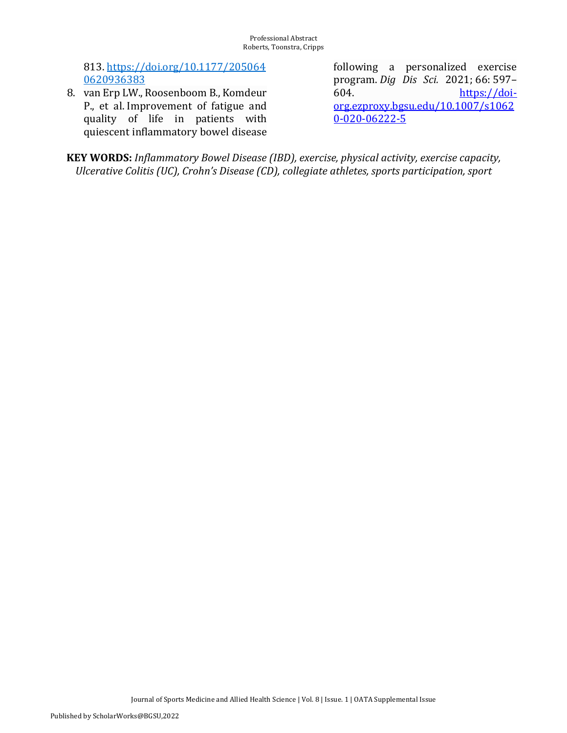813. https://doi.org/10.1177/2050640620936383

8. van Erp LW., Roosenboom B., Komdeur P., et al. Improvement of fatigue and quality of life in patients with quiescent inflammatory bowel disease following a personalized exercise program. *Dig Dis Sci.* 2021; 66: 597–604. https://doi-org.ezproxy.bgsu.edu/10.1007/s10620-020-06222-5

**KEY WORDS:** *Inflammatory Bowel Disease (IBD), exercise, physical activity, exercise capacity, Ulcerative Colitis (UC), Crohn's Disease (CD), collegiate athletes, sports participation, sport*